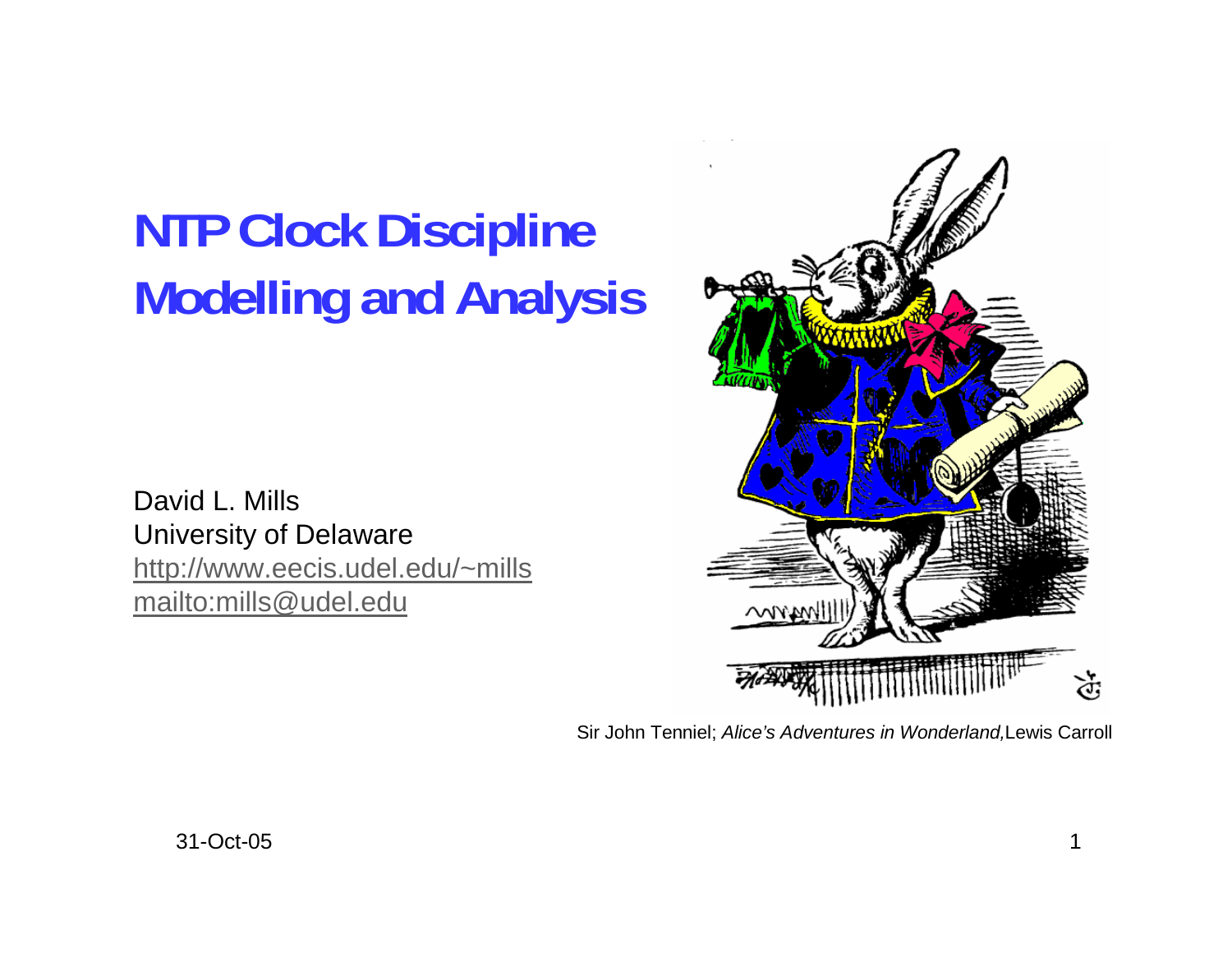# NTP Clock Discipline Modelling and Analysis

David L. Mills
University of Delaware
http://www.eecis.udel.edu/~mills
mailto:mills@udel.edu

Sir John Tenniel; *Alice's Adventures in Wonderland,* Lewis Carroll

31-Oct-05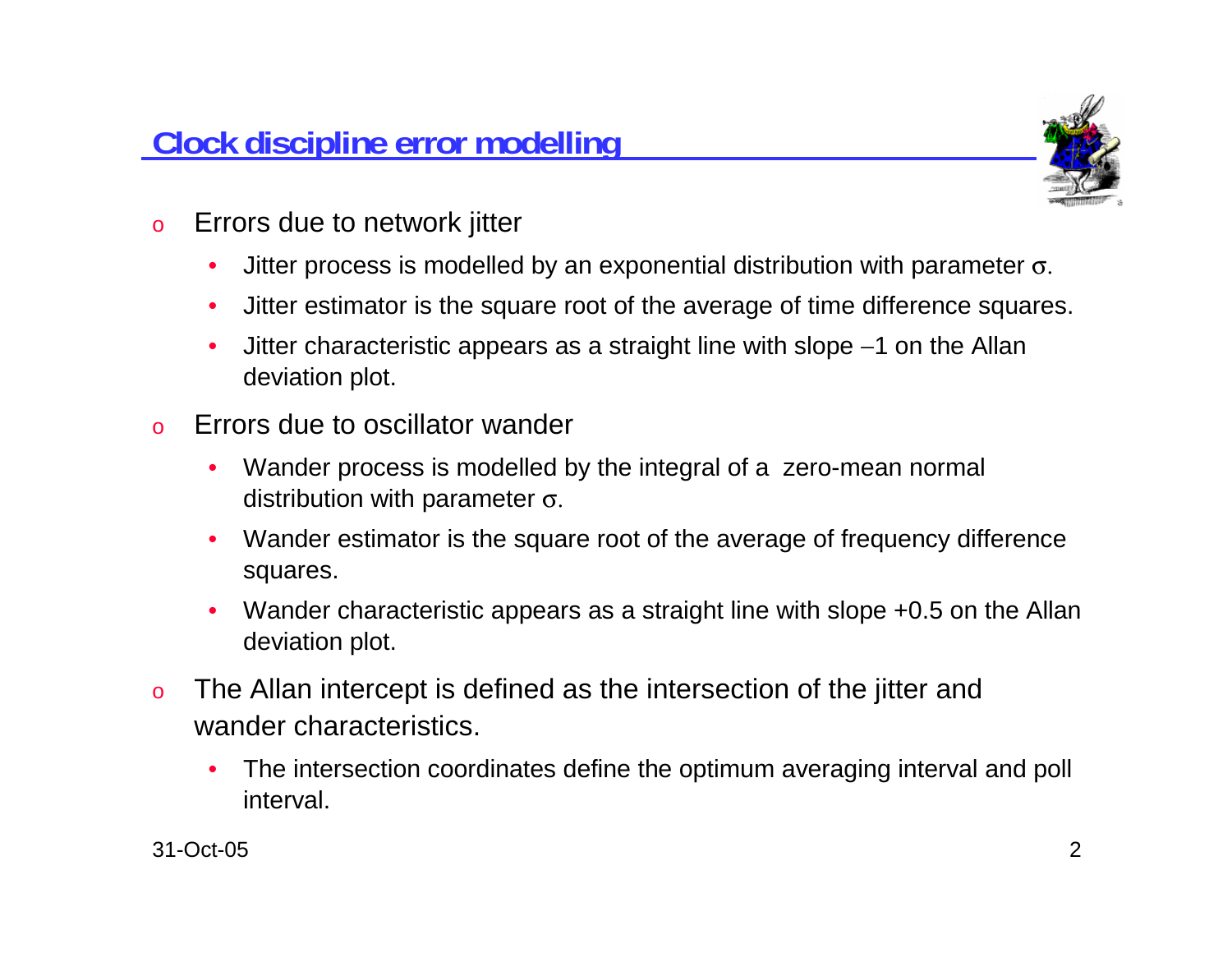## Clock discipline error modelling

- Errors due to network jitter
  - Jitter process is modelled by an exponential distribution with parameter $\sigma$.
  - Jitter estimator is the square root of the average of time difference squares.
  - Jitter characteristic appears as a straight line with slope $-1$ on the Allan deviation plot.
- Errors due to oscillator wander
  - Wander process is modelled by the integral of a zero-mean normal distribution with parameter $\sigma$.
  - Wander estimator is the square root of the average of frequency difference squares.
  - Wander characteristic appears as a straight line with slope +0.5 on the Allan deviation plot.
- The Allan intercept is defined as the intersection of the jitter and wander characteristics.
  - The intersection coordinates define the optimum averaging interval and poll interval.

31-Oct-05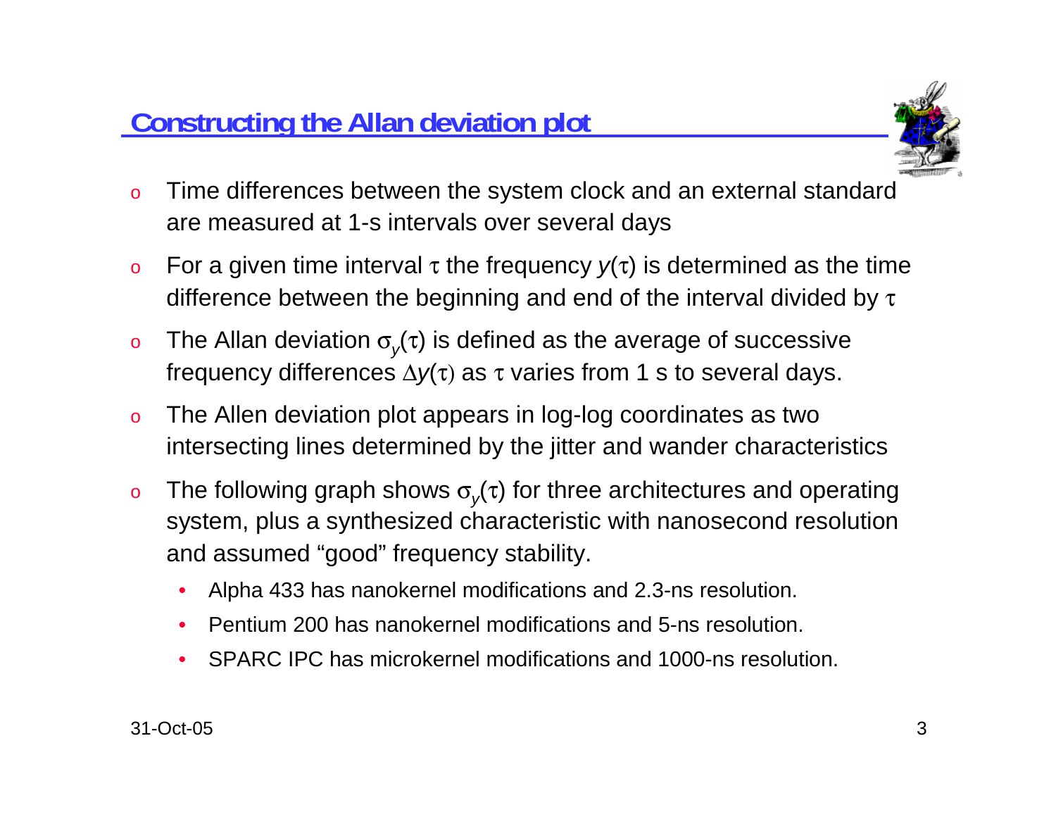## Constructing the Allan deviation plot

- Time differences between the system clock and an external standard are measured at 1-s intervals over several days
- For a given time interval $\tau$ the frequency $y(\tau)$ is determined as the time difference between the beginning and end of the interval divided by $\tau$
- The Allan deviation $\sigma_y(\tau)$ is defined as the average of successive frequency differences $\Delta y(\tau)$ as $\tau$ varies from 1 s to several days.
- The Allen deviation plot appears in log-log coordinates as two intersecting lines determined by the jitter and wander characteristics
- The following graph shows $\sigma_y(\tau)$ for three architectures and operating system, plus a synthesized characteristic with nanosecond resolution and assumed "good" frequency stability.
  - Alpha 433 has nanokernel modifications and 2.3-ns resolution.
  - Pentium 200 has nanokernel modifications and 5-ns resolution.
  - SPARC IPC has microkernel modifications and 1000-ns resolution.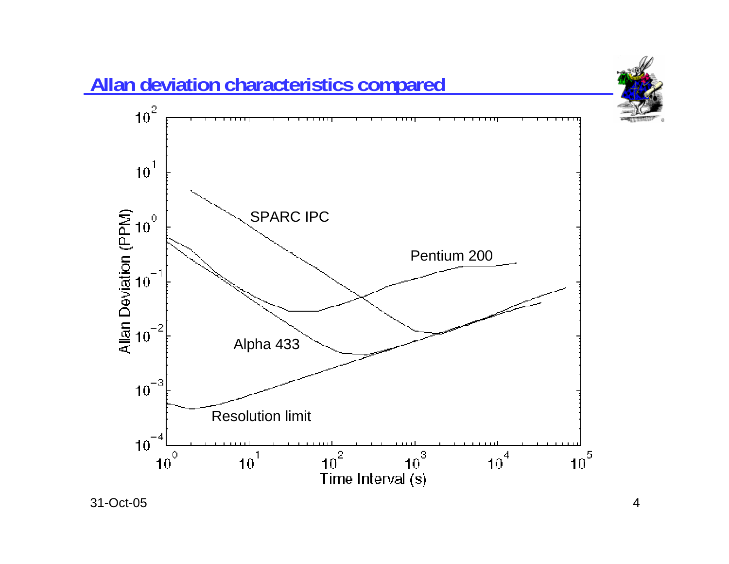# Allan deviation characteristics compared

| Axis | Label |
| --- | --- |
| Y | Allan Deviation (PPM), $10^{-4}$ to $10^{2}$ |
| X | Time Interval (s), $10^{0}$ to $10^{5}$ |

Curves: SPARC IPC, Pentium 200, Alpha 433, Resolution limit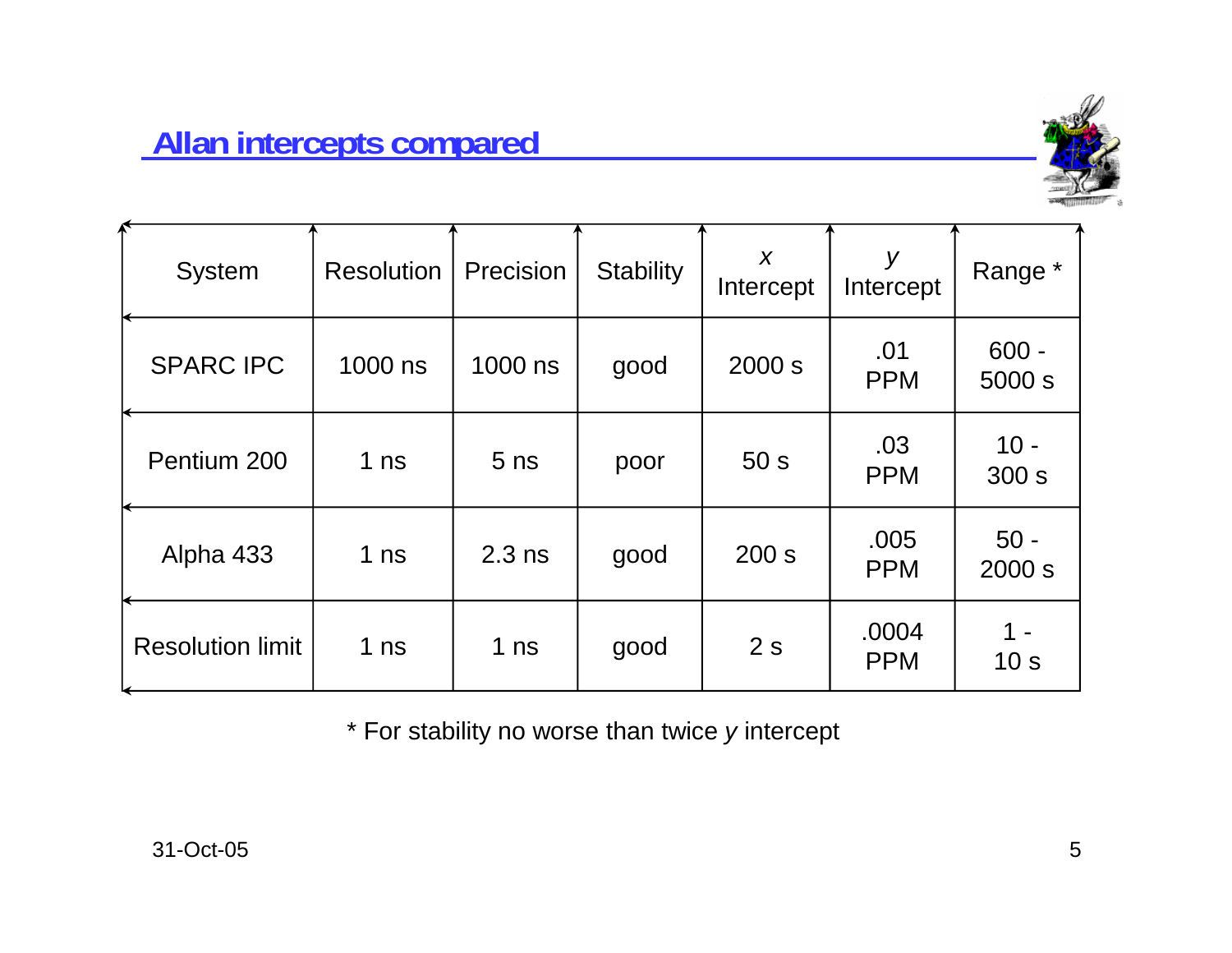## Allan intercepts compared

| System | Resolution | Precision | Stability | *x* Intercept | *y* Intercept | Range * |
|---|---|---|---|---|---|---|
| SPARC IPC | 1000 ns | 1000 ns | good | 2000 s | .01 PPM | 600 - 5000 s |
| Pentium 200 | 1 ns | 5 ns | poor | 50 s | .03 PPM | 10 - 300 s |
| Alpha 433 | 1 ns | 2.3 ns | good | 200 s | .005 PPM | 50 - 2000 s |
| Resolution limit | 1 ns | 1 ns | good | 2 s | .0004 PPM | 1 - 10 s |

* For stability no worse than twice *y* intercept

31-Oct-05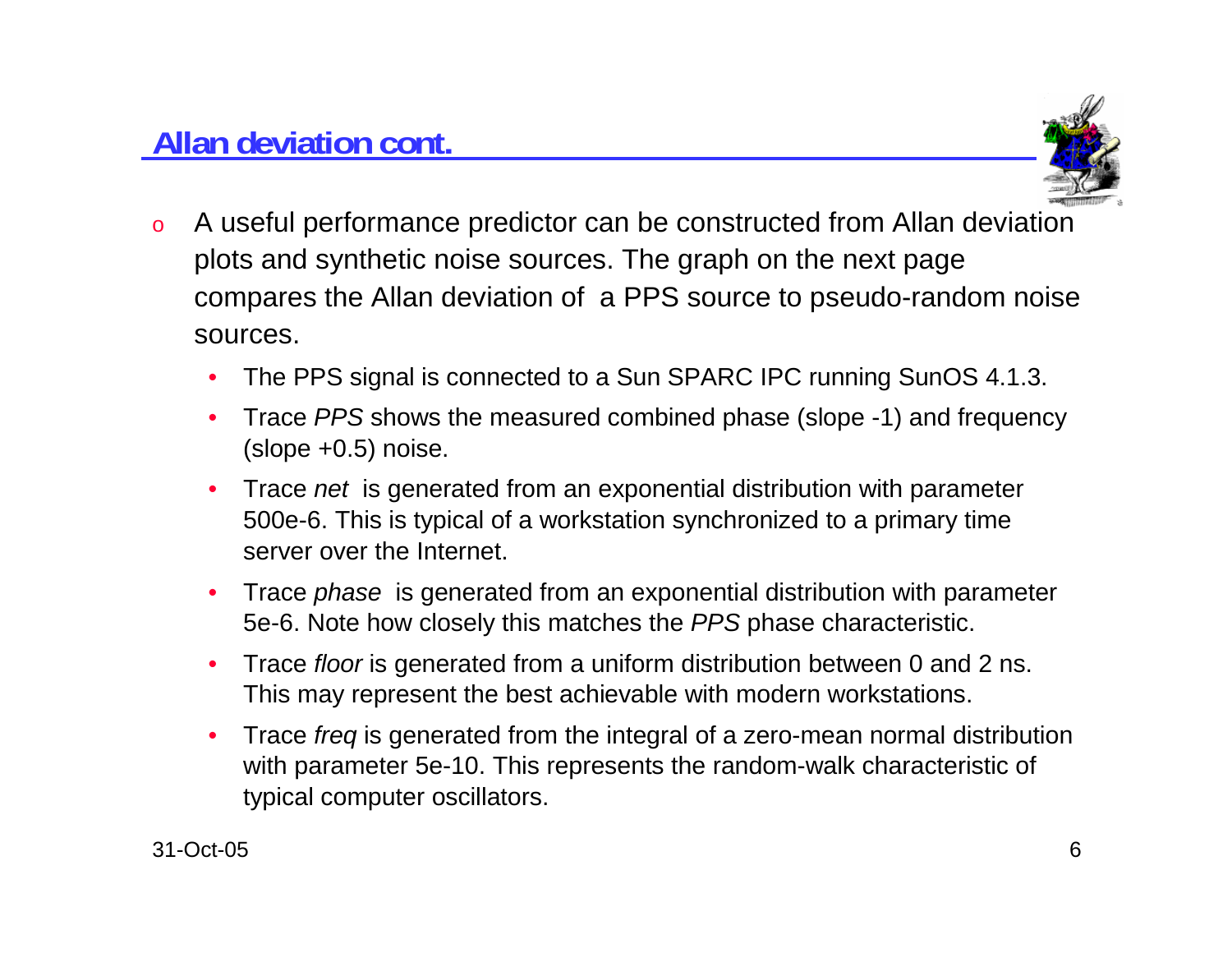## Allan deviation cont.

- A useful performance predictor can be constructed from Allan deviation plots and synthetic noise sources. The graph on the next page compares the Allan deviation of a PPS source to pseudo-random noise sources.
  - The PPS signal is connected to a Sun SPARC IPC running SunOS 4.1.3.
  - Trace *PPS* shows the measured combined phase (slope -1) and frequency (slope +0.5) noise.
  - Trace *net* is generated from an exponential distribution with parameter 500e-6. This is typical of a workstation synchronized to a primary time server over the Internet.
  - Trace *phase* is generated from an exponential distribution with parameter 5e-6. Note how closely this matches the *PPS* phase characteristic.
  - Trace *floor* is generated from a uniform distribution between 0 and 2 ns. This may represent the best achievable with modern workstations.
  - Trace *freq* is generated from the integral of a zero-mean normal distribution with parameter 5e-10. This represents the random-walk characteristic of typical computer oscillators.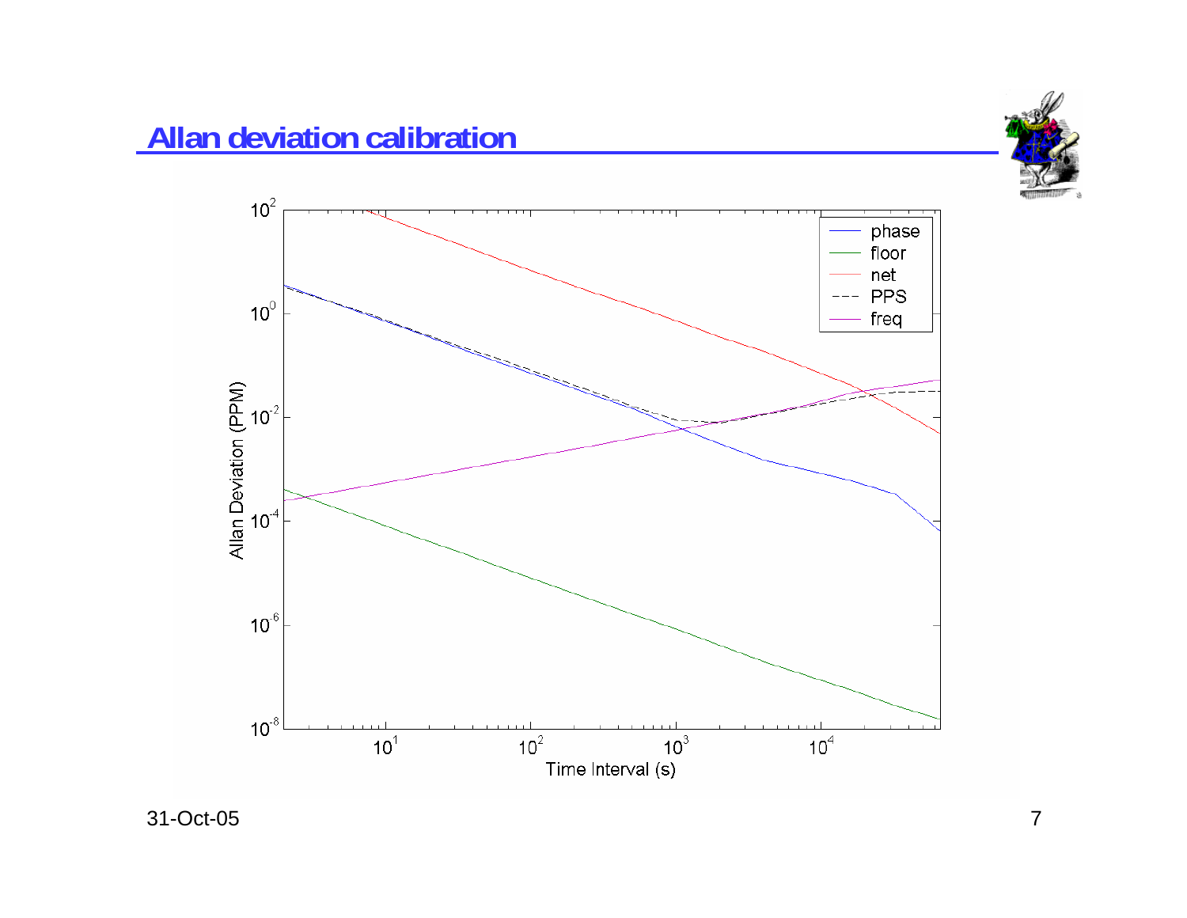# Allan deviation calibration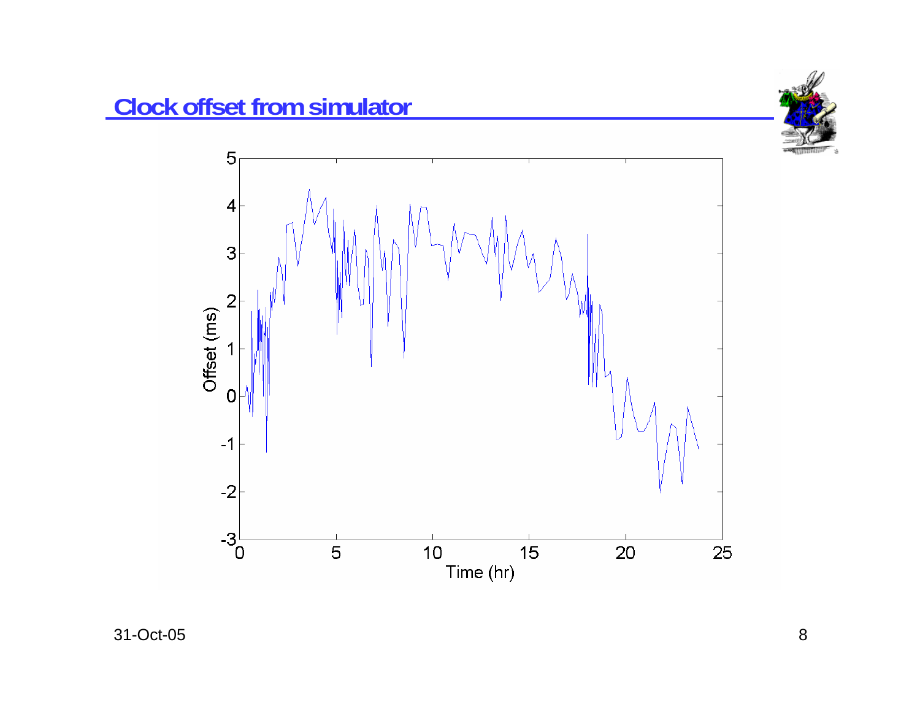## Clock offset from simulator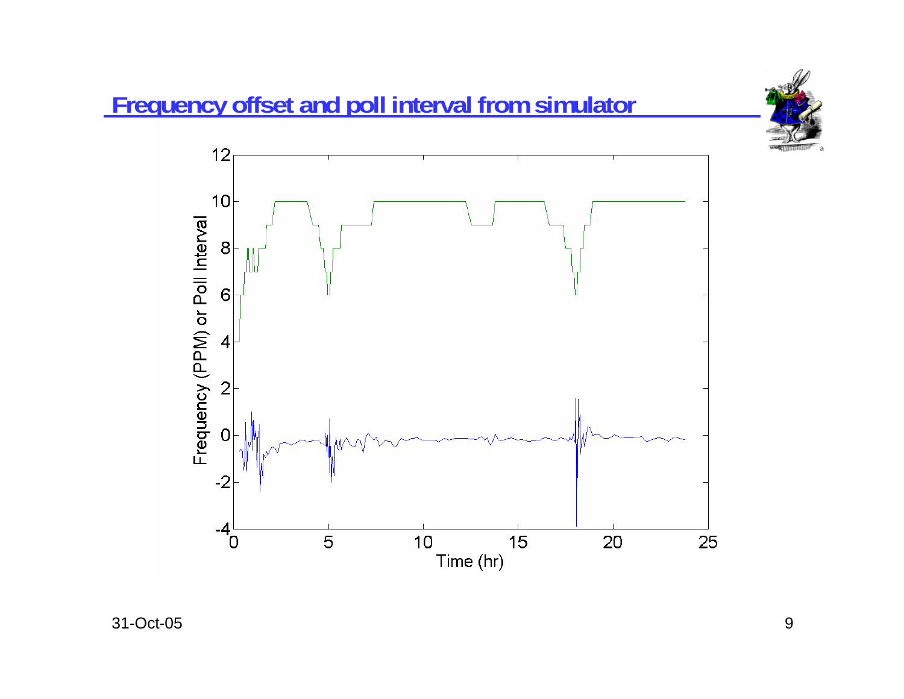# Frequency offset and poll interval from simulator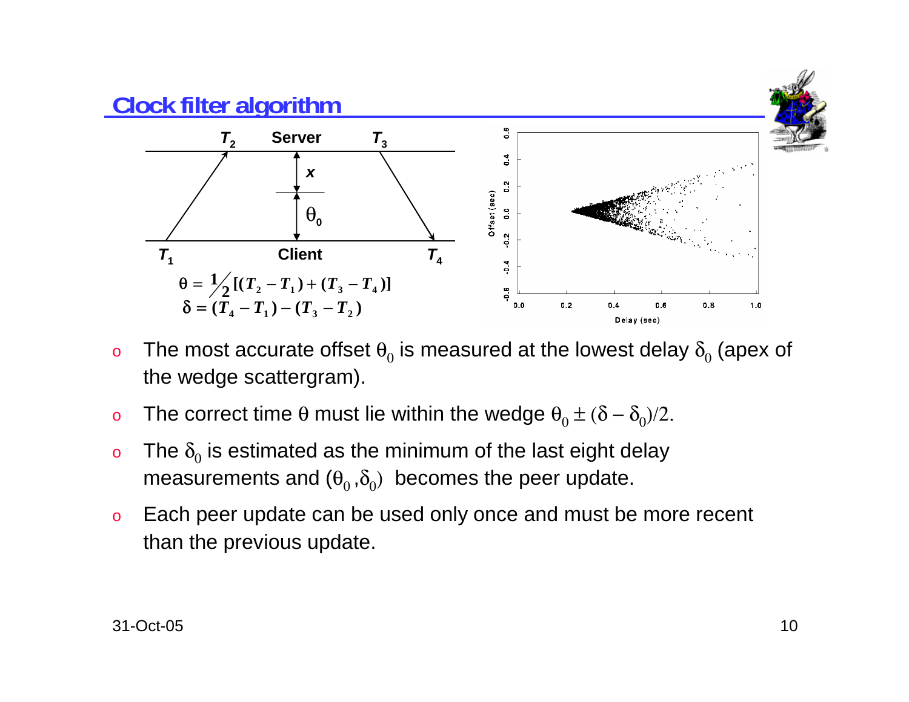## Clock filter algorithm

$$\theta = \tfrac{1}{2}[(T_2 - T_1) + (T_3 - T_4)]$$
$$\delta = (T_4 - T_1) - (T_3 - T_2)$$

- The most accurate offset $\theta_0$ is measured at the lowest delay $\delta_0$ (apex of the wedge scattergram).
- The correct time $\theta$ must lie within the wedge $\theta_0 \pm (\delta - \delta_0)/2$.
- The $\delta_0$ is estimated as the minimum of the last eight delay measurements and $(\theta_0, \delta_0)$ becomes the peer update.
- Each peer update can be used only once and must be more recent than the previous update.

31-Oct-05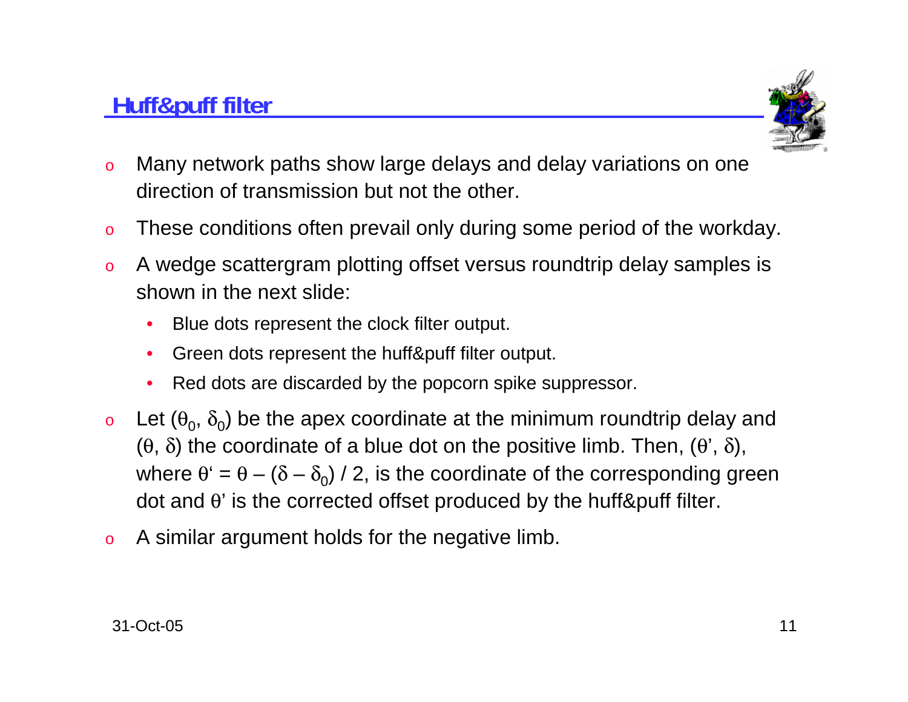# Huff&puff filter

- Many network paths show large delays and delay variations on one direction of transmission but not the other.
- These conditions often prevail only during some period of the workday.
- A wedge scattergram plotting offset versus roundtrip delay samples is shown in the next slide:
  - Blue dots represent the clock filter output.
  - Green dots represent the huff&puff filter output.
  - Red dots are discarded by the popcorn spike suppressor.
- Let $(\theta_0, \delta_0)$ be the apex coordinate at the minimum roundtrip delay and $(\theta, \delta)$ the coordinate of a blue dot on the positive limb. Then, $(\theta', \delta)$, where $\theta' = \theta - (\delta - \delta_0) / 2$, is the coordinate of the corresponding green dot and $\theta'$ is the corrected offset produced by the huff&puff filter.
- A similar argument holds for the negative limb.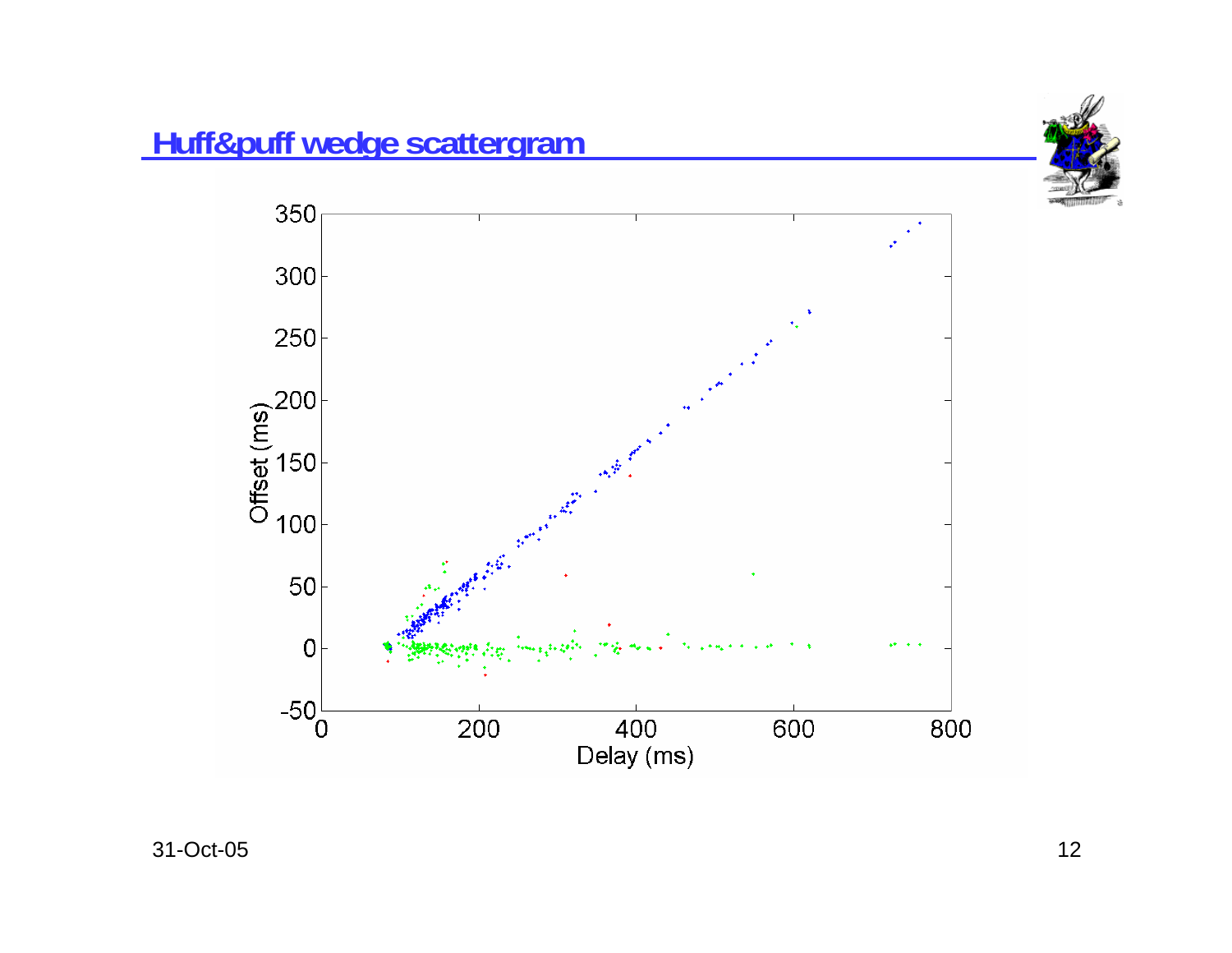## Huff&puff wedge scattergram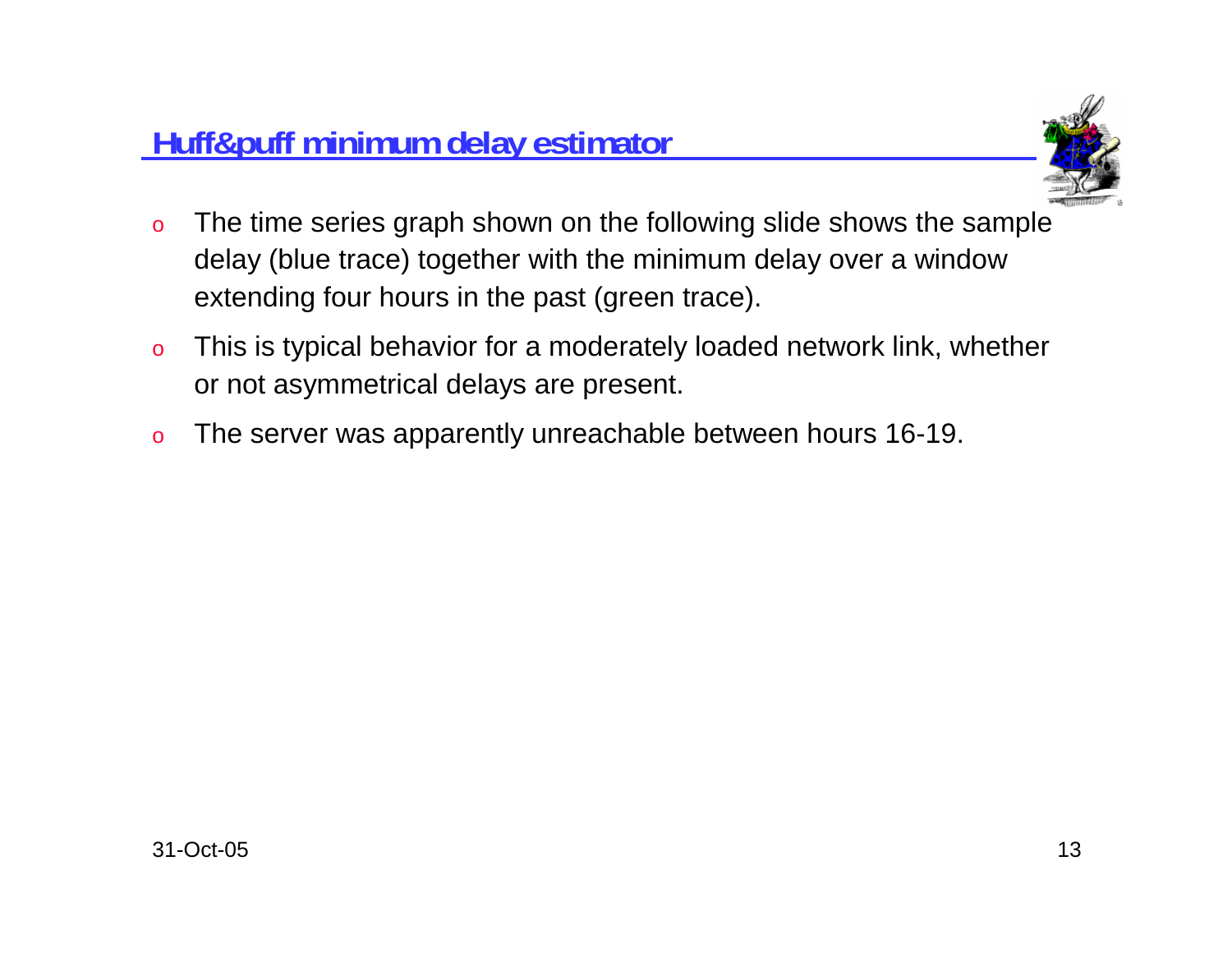## Huff&puff minimum delay estimator

- The time series graph shown on the following slide shows the sample delay (blue trace) together with the minimum delay over a window extending four hours in the past (green trace).
- This is typical behavior for a moderately loaded network link, whether or not asymmetrical delays are present.
- The server was apparently unreachable between hours 16-19.

31-Oct-05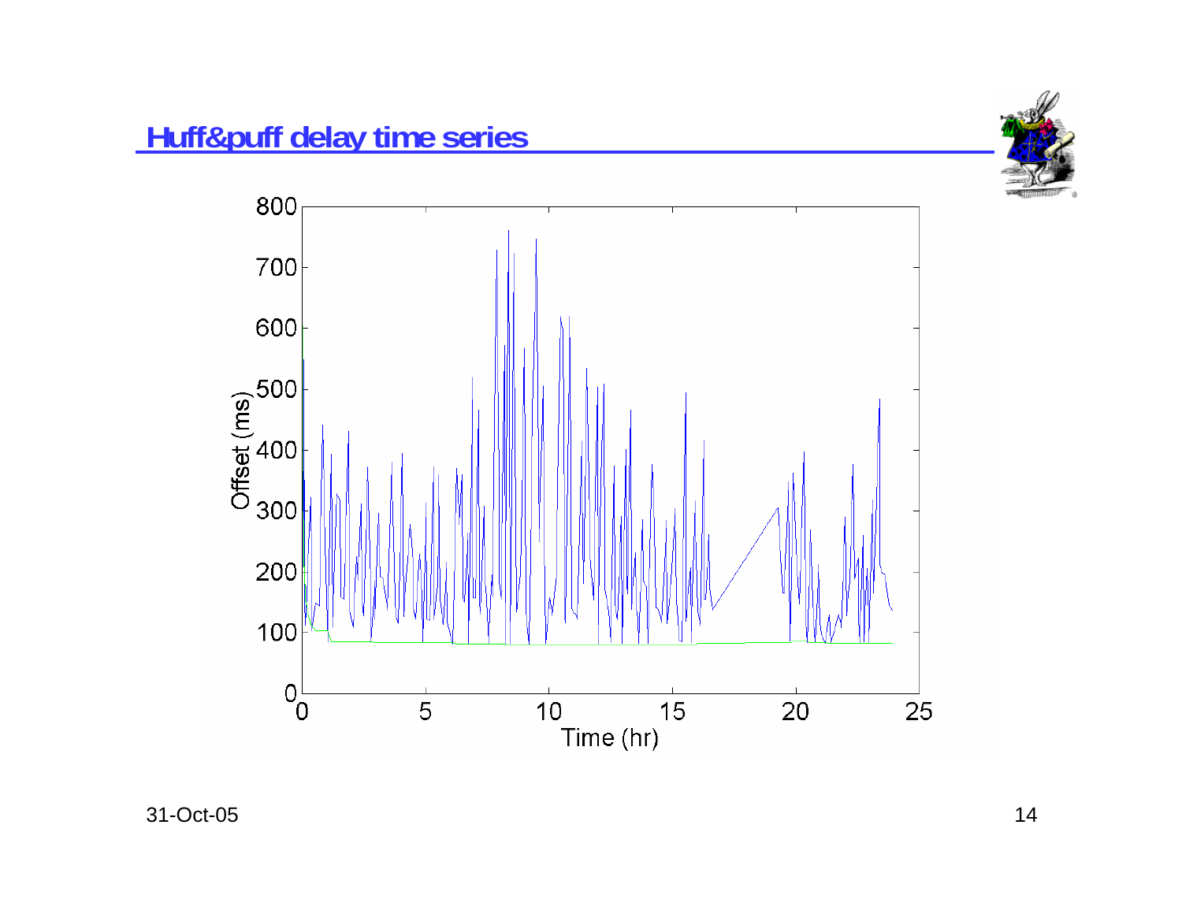# Huff&puff delay time series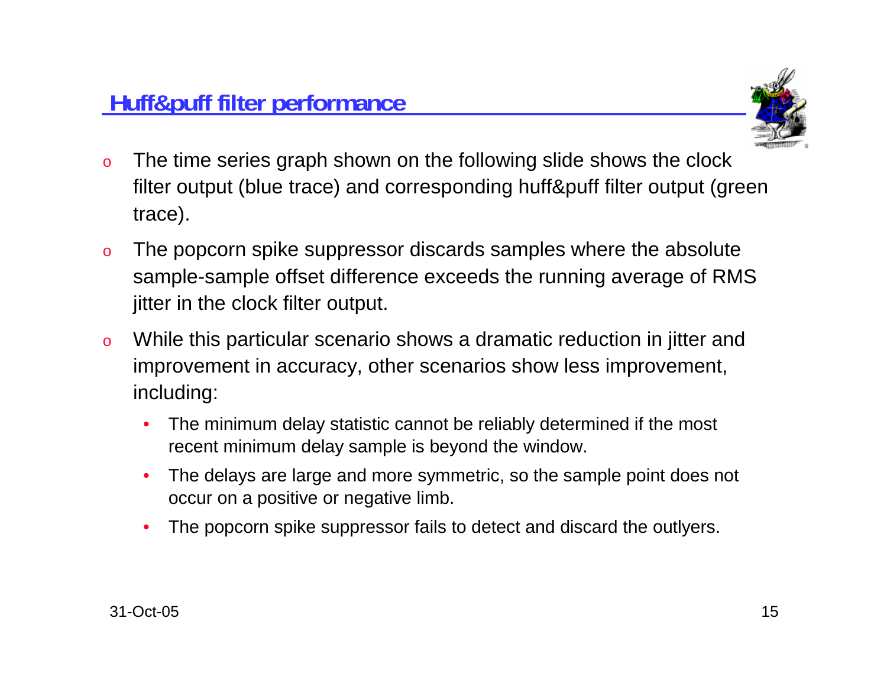## Huff&puff filter performance

- The time series graph shown on the following slide shows the clock filter output (blue trace) and corresponding huff&puff filter output (green trace).
- The popcorn spike suppressor discards samples where the absolute sample-sample offset difference exceeds the running average of RMS jitter in the clock filter output.
- While this particular scenario shows a dramatic reduction in jitter and improvement in accuracy, other scenarios show less improvement, including:
  - The minimum delay statistic cannot be reliably determined if the most recent minimum delay sample is beyond the window.
  - The delays are large and more symmetric, so the sample point does not occur on a positive or negative limb.
  - The popcorn spike suppressor fails to detect and discard the outlyers.

31-Oct-05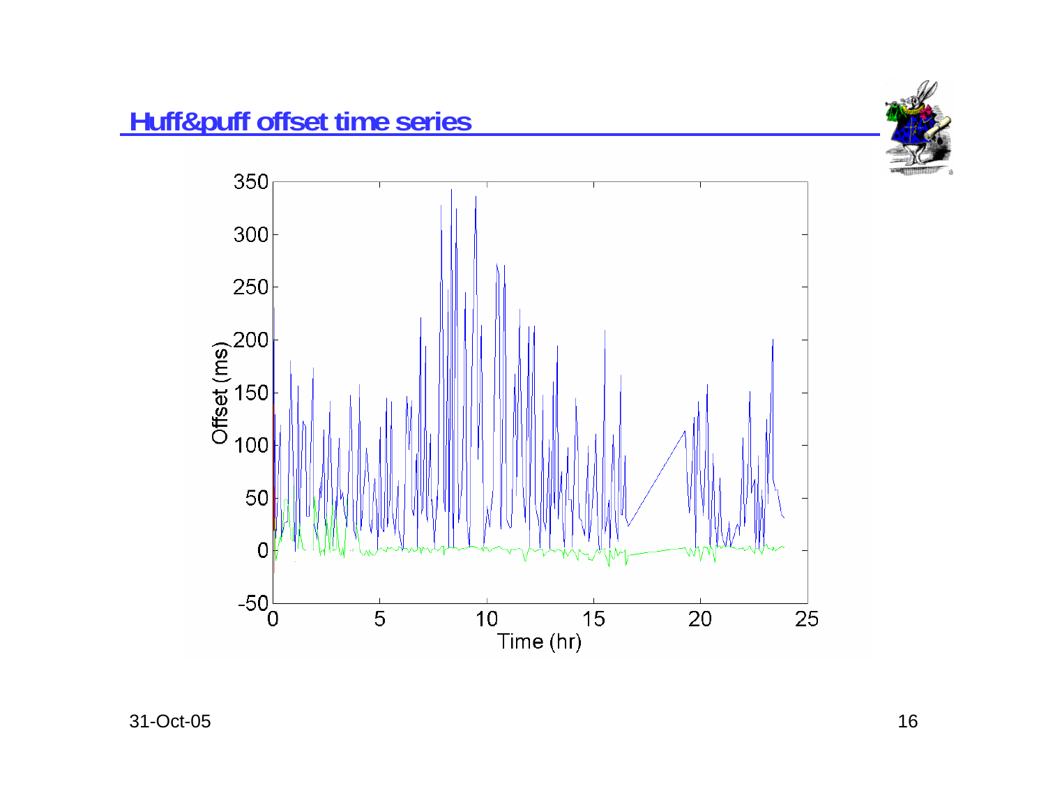## Huff&puff offset time series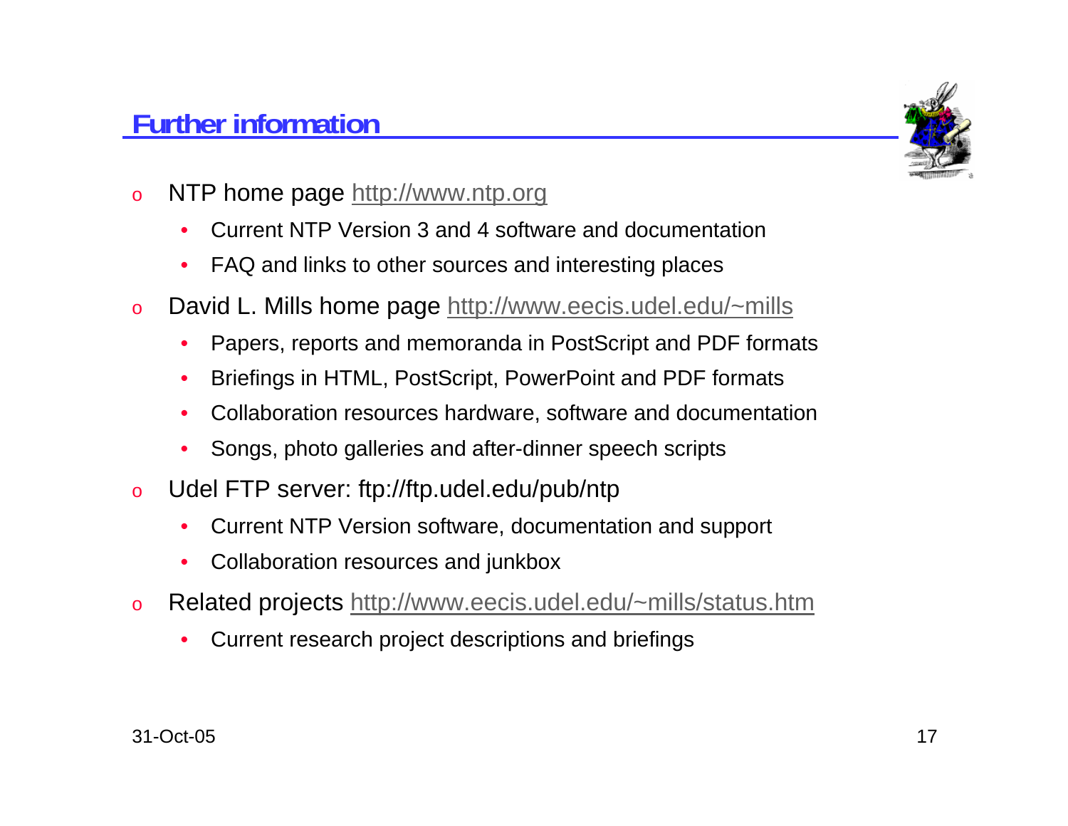## Further information

- NTP home page http://www.ntp.org
  - Current NTP Version 3 and 4 software and documentation
  - FAQ and links to other sources and interesting places
- David L. Mills home page http://www.eecis.udel.edu/~mills
  - Papers, reports and memoranda in PostScript and PDF formats
  - Briefings in HTML, PostScript, PowerPoint and PDF formats
  - Collaboration resources hardware, software and documentation
  - Songs, photo galleries and after-dinner speech scripts
- Udel FTP server: ftp://ftp.udel.edu/pub/ntp
  - Current NTP Version software, documentation and support
  - Collaboration resources and junkbox
- Related projects http://www.eecis.udel.edu/~mills/status.htm
  - Current research project descriptions and briefings

31-Oct-05